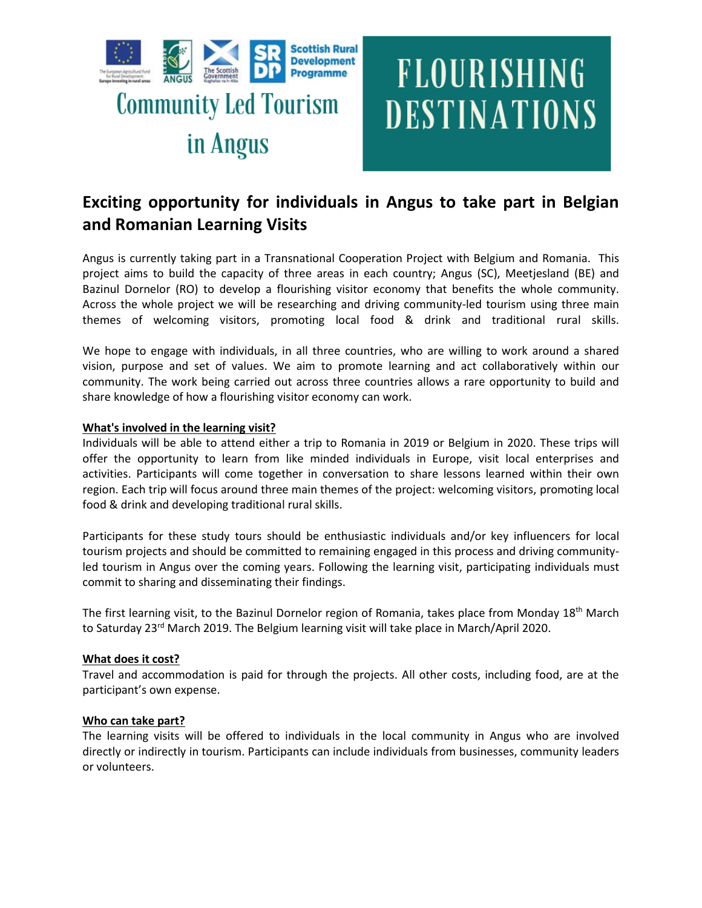# Community Led Tourism in Angus

# FLOURISHING DESTINATIONS

## Exciting opportunity for individuals in Angus to take part in Belgian and Romanian Learning Visits

Angus is currently taking part in a Transnational Cooperation Project with Belgium and Romania. This project aims to build the capacity of three areas in each country; Angus (SC), Meetjesland (BE) and Bazinul Dornelor (RO) to develop a flourishing visitor economy that benefits the whole community. Across the whole project we will be researching and driving community-led tourism using three main themes of welcoming visitors, promoting local food & drink and traditional rural skills.

We hope to engage with individuals, in all three countries, who are willing to work around a shared vision, purpose and set of values. We aim to promote learning and act collaboratively within our community. The work being carried out across three countries allows a rare opportunity to build and share knowledge of how a flourishing visitor economy can work.

**What's involved in the learning visit?**

Individuals will be able to attend either a trip to Romania in 2019 or Belgium in 2020. These trips will offer the opportunity to learn from like minded individuals in Europe, visit local enterprises and activities. Participants will come together in conversation to share lessons learned within their own region. Each trip will focus around three main themes of the project: welcoming visitors, promoting local food & drink and developing traditional rural skills.

Participants for these study tours should be enthusiastic individuals and/or key influencers for local tourism projects and should be committed to remaining engaged in this process and driving community-led tourism in Angus over the coming years. Following the learning visit, participating individuals must commit to sharing and disseminating their findings.

The first learning visit, to the Bazinul Dornelor region of Romania, takes place from Monday 18th March to Saturday 23rd March 2019. The Belgium learning visit will take place in March/April 2020.

**What does it cost?**

Travel and accommodation is paid for through the projects. All other costs, including food, are at the participant's own expense.

**Who can take part?**

The learning visits will be offered to individuals in the local community in Angus who are involved directly or indirectly in tourism. Participants can include individuals from businesses, community leaders or volunteers.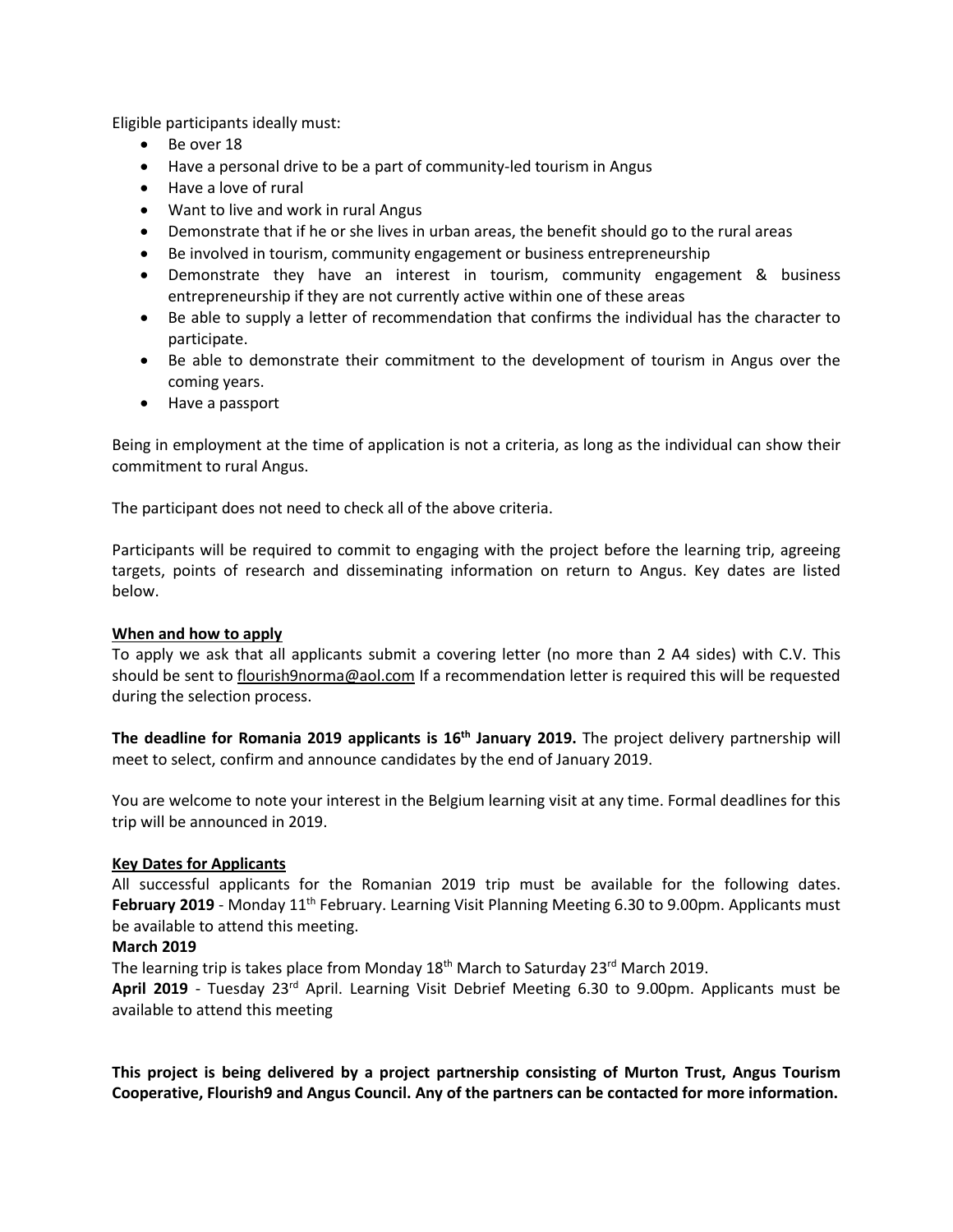Eligible participants ideally must:

- Be over 18
- Have a personal drive to be a part of community-led tourism in Angus
- Have a love of rural
- Want to live and work in rural Angus
- Demonstrate that if he or she lives in urban areas, the benefit should go to the rural areas
- Be involved in tourism, community engagement or business entrepreneurship
- Demonstrate they have an interest in tourism, community engagement & business entrepreneurship if they are not currently active within one of these areas
- Be able to supply a letter of recommendation that confirms the individual has the character to participate.
- Be able to demonstrate their commitment to the development of tourism in Angus over the coming years.
- Have a passport

Being in employment at the time of application is not a criteria, as long as the individual can show their commitment to rural Angus.

The participant does not need to check all of the above criteria.

Participants will be required to commit to engaging with the project before the learning trip, agreeing targets, points of research and disseminating information on return to Angus. Key dates are listed below.

**When and how to apply**

To apply we ask that all applicants submit a covering letter (no more than 2 A4 sides) with C.V. This should be sent to flourish9norma@aol.com If a recommendation letter is required this will be requested during the selection process.

**The deadline for Romania 2019 applicants is 16th January 2019.** The project delivery partnership will meet to select, confirm and announce candidates by the end of January 2019.

You are welcome to note your interest in the Belgium learning visit at any time. Formal deadlines for this trip will be announced in 2019.

**Key Dates for Applicants**

All successful applicants for the Romanian 2019 trip must be available for the following dates.

**February 2019** - Monday 11th February. Learning Visit Planning Meeting 6.30 to 9.00pm. Applicants must be available to attend this meeting.

**March 2019**

The learning trip is takes place from Monday 18th March to Saturday 23rd March 2019.

**April 2019** - Tuesday 23rd April. Learning Visit Debrief Meeting 6.30 to 9.00pm. Applicants must be available to attend this meeting

**This project is being delivered by a project partnership consisting of Murton Trust, Angus Tourism Cooperative, Flourish9 and Angus Council. Any of the partners can be contacted for more information.**